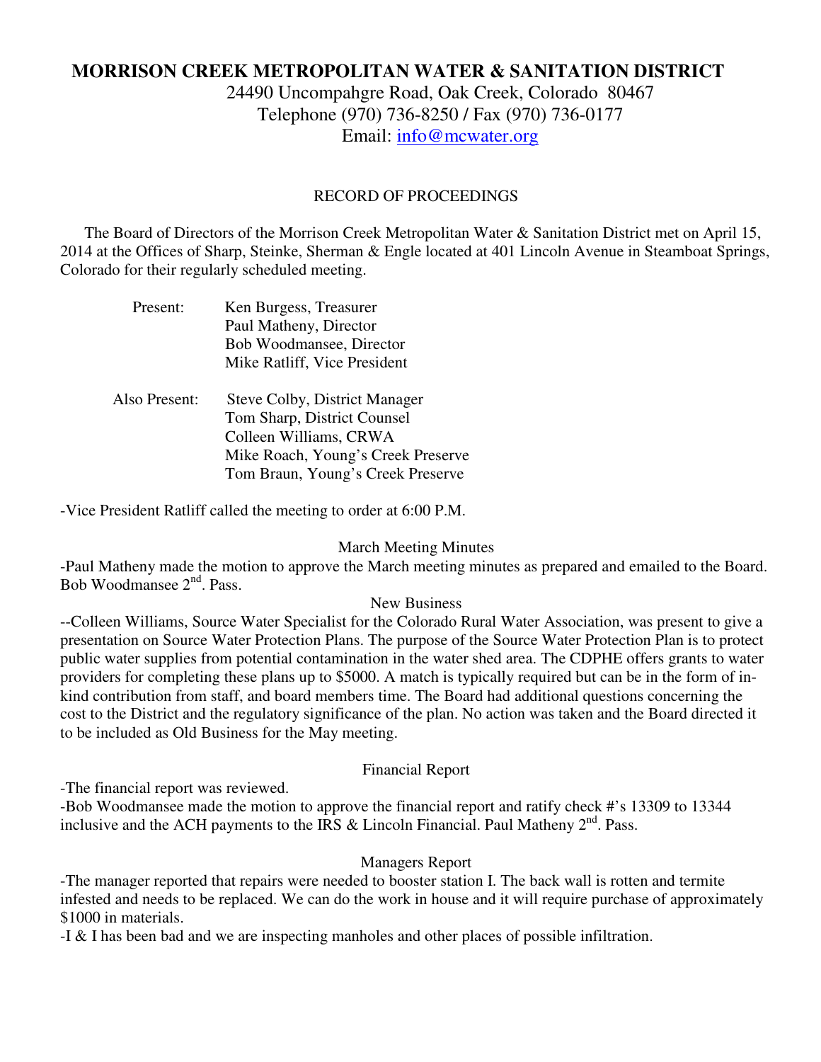# MORRISON CREEK METROPOLITAN WATER & SANITATION DISTRICT

24490 Uncompahgre Road, Oak Creek, Colorado 80467
Telephone (970) 736-8250 / Fax (970) 736-0177
Email: info@mcwater.org

## RECORD OF PROCEEDINGS

The Board of Directors of the Morrison Creek Metropolitan Water & Sanitation District met on April 15, 2014 at the Offices of Sharp, Steinke, Sherman & Engle located at 401 Lincoln Avenue in Steamboat Springs, Colorado for their regularly scheduled meeting.

Present:
- Ken Burgess, Treasurer
- Paul Matheny, Director
- Bob Woodmansee, Director
- Mike Ratliff, Vice President

Also Present:
- Steve Colby, District Manager
- Tom Sharp, District Counsel
- Colleen Williams, CRWA
- Mike Roach, Young's Creek Preserve
- Tom Braun, Young's Creek Preserve

-Vice President Ratliff called the meeting to order at 6:00 P.M.

### March Meeting Minutes

-Paul Matheny made the motion to approve the March meeting minutes as prepared and emailed to the Board. Bob Woodmansee 2nd. Pass.

### New Business

--Colleen Williams, Source Water Specialist for the Colorado Rural Water Association, was present to give a presentation on Source Water Protection Plans. The purpose of the Source Water Protection Plan is to protect public water supplies from potential contamination in the water shed area. The CDPHE offers grants to water providers for completing these plans up to $5000. A match is typically required but can be in the form of in-kind contribution from staff, and board members time. The Board had additional questions concerning the cost to the District and the regulatory significance of the plan. No action was taken and the Board directed it to be included as Old Business for the May meeting.

### Financial Report

-The financial report was reviewed.
-Bob Woodmansee made the motion to approve the financial report and ratify check #'s 13309 to 13344 inclusive and the ACH payments to the IRS & Lincoln Financial. Paul Matheny 2nd. Pass.

### Managers Report

-The manager reported that repairs were needed to booster station I. The back wall is rotten and termite infested and needs to be replaced. We can do the work in house and it will require purchase of approximately $1000 in materials.
-I & I has been bad and we are inspecting manholes and other places of possible infiltration.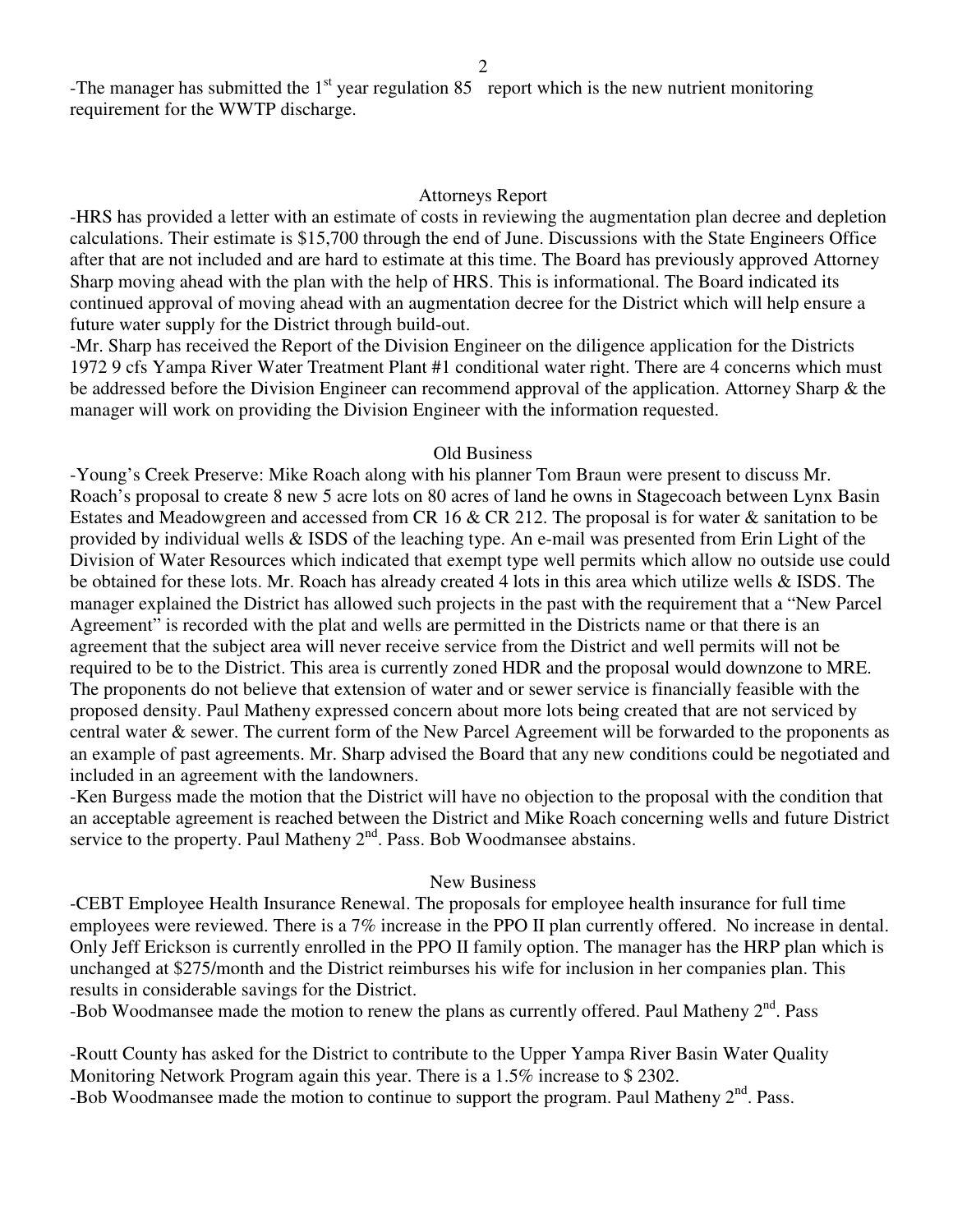-The manager has submitted the 1st year regulation 85 report which is the new nutrient monitoring requirement for the WWTP discharge.

## Attorneys Report

-HRS has provided a letter with an estimate of costs in reviewing the augmentation plan decree and depletion calculations. Their estimate is $15,700 through the end of June. Discussions with the State Engineers Office after that are not included and are hard to estimate at this time. The Board has previously approved Attorney Sharp moving ahead with the plan with the help of HRS. This is informational. The Board indicated its continued approval of moving ahead with an augmentation decree for the District which will help ensure a future water supply for the District through build-out.

-Mr. Sharp has received the Report of the Division Engineer on the diligence application for the Districts 1972 9 cfs Yampa River Water Treatment Plant #1 conditional water right. There are 4 concerns which must be addressed before the Division Engineer can recommend approval of the application. Attorney Sharp & the manager will work on providing the Division Engineer with the information requested.

## Old Business

-Young's Creek Preserve: Mike Roach along with his planner Tom Braun were present to discuss Mr. Roach's proposal to create 8 new 5 acre lots on 80 acres of land he owns in Stagecoach between Lynx Basin Estates and Meadowgreen and accessed from CR 16 & CR 212. The proposal is for water & sanitation to be provided by individual wells & ISDS of the leaching type. An e-mail was presented from Erin Light of the Division of Water Resources which indicated that exempt type well permits which allow no outside use could be obtained for these lots. Mr. Roach has already created 4 lots in this area which utilize wells & ISDS. The manager explained the District has allowed such projects in the past with the requirement that a "New Parcel Agreement" is recorded with the plat and wells are permitted in the Districts name or that there is an agreement that the subject area will never receive service from the District and well permits will not be required to be to the District. This area is currently zoned HDR and the proposal would downzone to MRE. The proponents do not believe that extension of water and or sewer service is financially feasible with the proposed density. Paul Matheny expressed concern about more lots being created that are not serviced by central water & sewer. The current form of the New Parcel Agreement will be forwarded to the proponents as an example of past agreements. Mr. Sharp advised the Board that any new conditions could be negotiated and included in an agreement with the landowners.

-Ken Burgess made the motion that the District will have no objection to the proposal with the condition that an acceptable agreement is reached between the District and Mike Roach concerning wells and future District service to the property. Paul Matheny 2nd. Pass. Bob Woodmansee abstains.

## New Business

-CEBT Employee Health Insurance Renewal. The proposals for employee health insurance for full time employees were reviewed. There is a 7% increase in the PPO II plan currently offered. No increase in dental. Only Jeff Erickson is currently enrolled in the PPO II family option. The manager has the HRP plan which is unchanged at $275/month and the District reimburses his wife for inclusion in her companies plan. This results in considerable savings for the District.

-Bob Woodmansee made the motion to renew the plans as currently offered. Paul Matheny 2nd. Pass

-Routt County has asked for the District to contribute to the Upper Yampa River Basin Water Quality Monitoring Network Program again this year. There is a 1.5% increase to $ 2302.

-Bob Woodmansee made the motion to continue to support the program. Paul Matheny 2nd. Pass.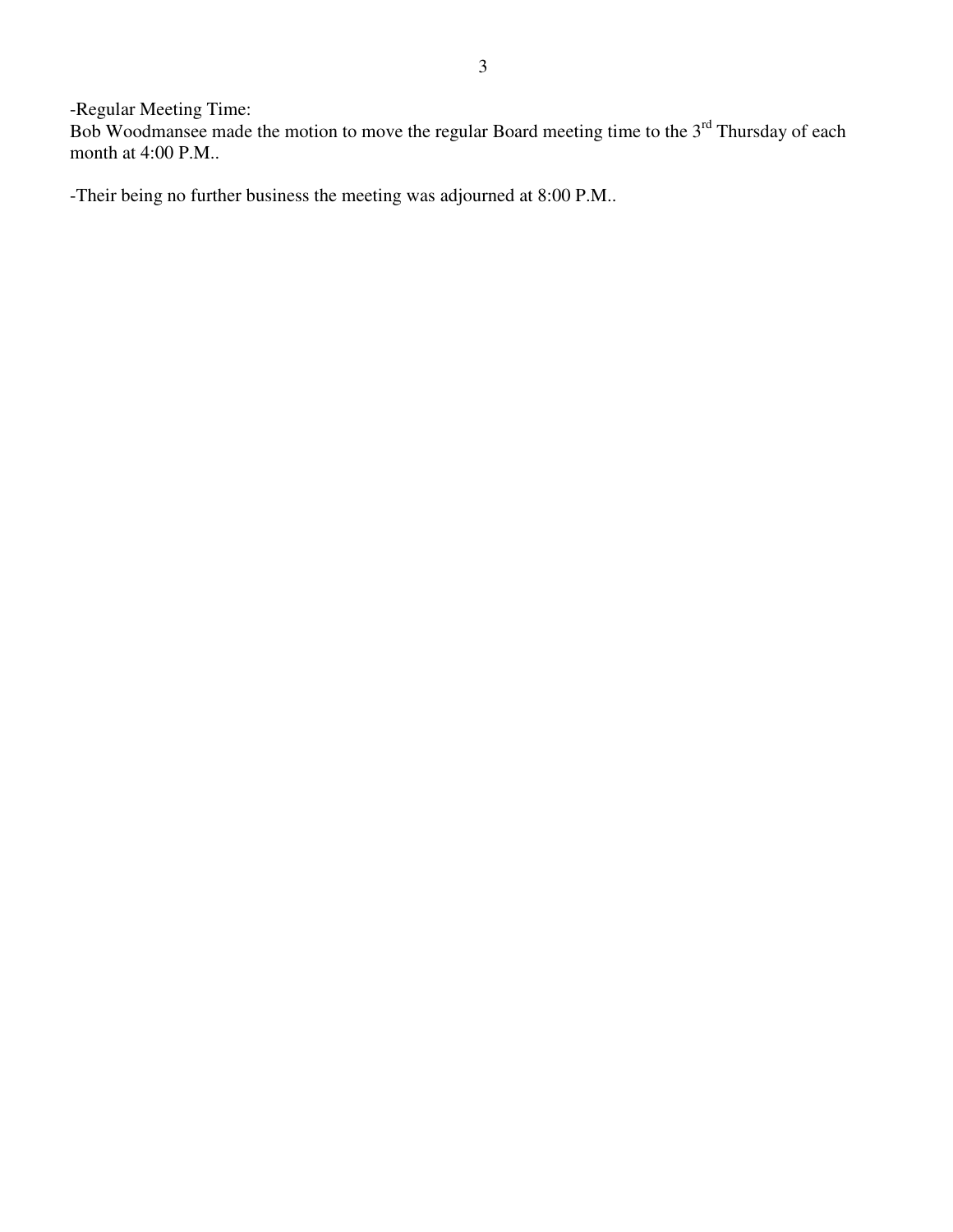-Regular Meeting Time:
Bob Woodmansee made the motion to move the regular Board meeting time to the 3rd Thursday of each month at 4:00 P.M..

-Their being no further business the meeting was adjourned at 8:00 P.M..